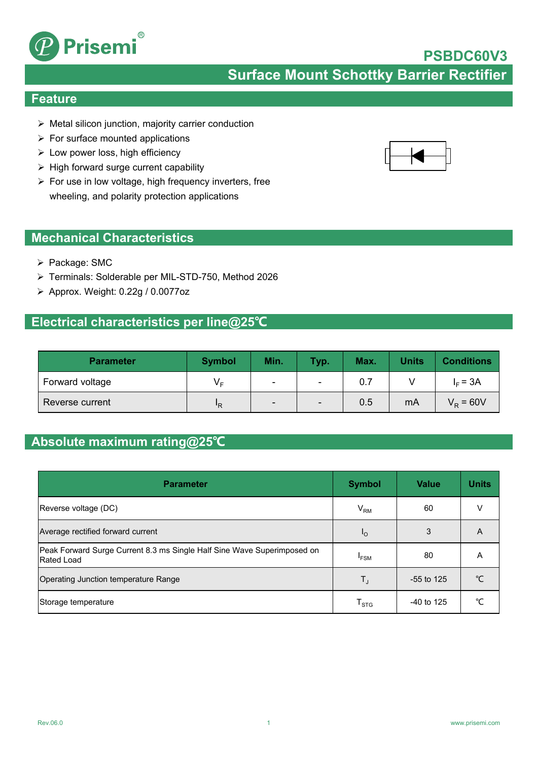Prisemi®

# PSBDC60V3

## Surface Mount Schottky Barrier Rectifier

## Feature

- Metal silicon junction, majority carrier conduction
- For surface mounted applications
- Low power loss, high efficiency
- High forward surge current capability
- For use in low voltage, high frequency inverters, free wheeling, and polarity protection applications

## Mechanical Characteristics

- Package: SMC
- Terminals: Solderable per MIL-STD-750, Method 2026
- Approx. Weight: 0.22g / 0.0077oz

## Electrical characteristics per line@25℃

| Parameter | Symbol | Min. | Typ. | Max. | Units | Conditions |
|---|---|---|---|---|---|---|
| Forward voltage | $V_F$ | - | - | 0.7 | V | $I_F$ = 3A |
| Reverse current | $I_R$ | - | - | 0.5 | mA | $V_R$ = 60V |

## Absolute maximum rating@25℃

| Parameter | Symbol | Value | Units |
|---|---|---|---|
| Reverse voltage (DC) | $V_{RM}$ | 60 | V |
| Average rectified forward current | $I_O$ | 3 | A |
| Peak Forward Surge Current 8.3 ms Single Half Sine Wave Superimposed on Rated Load | $I_{FSM}$ | 80 | A |
| Operating Junction temperature Range | $T_J$ | -55 to 125 | ℃ |
| Storage temperature | $T_{STG}$ | -40 to 125 | ℃ |

Rev.06.0 www.prisemi.com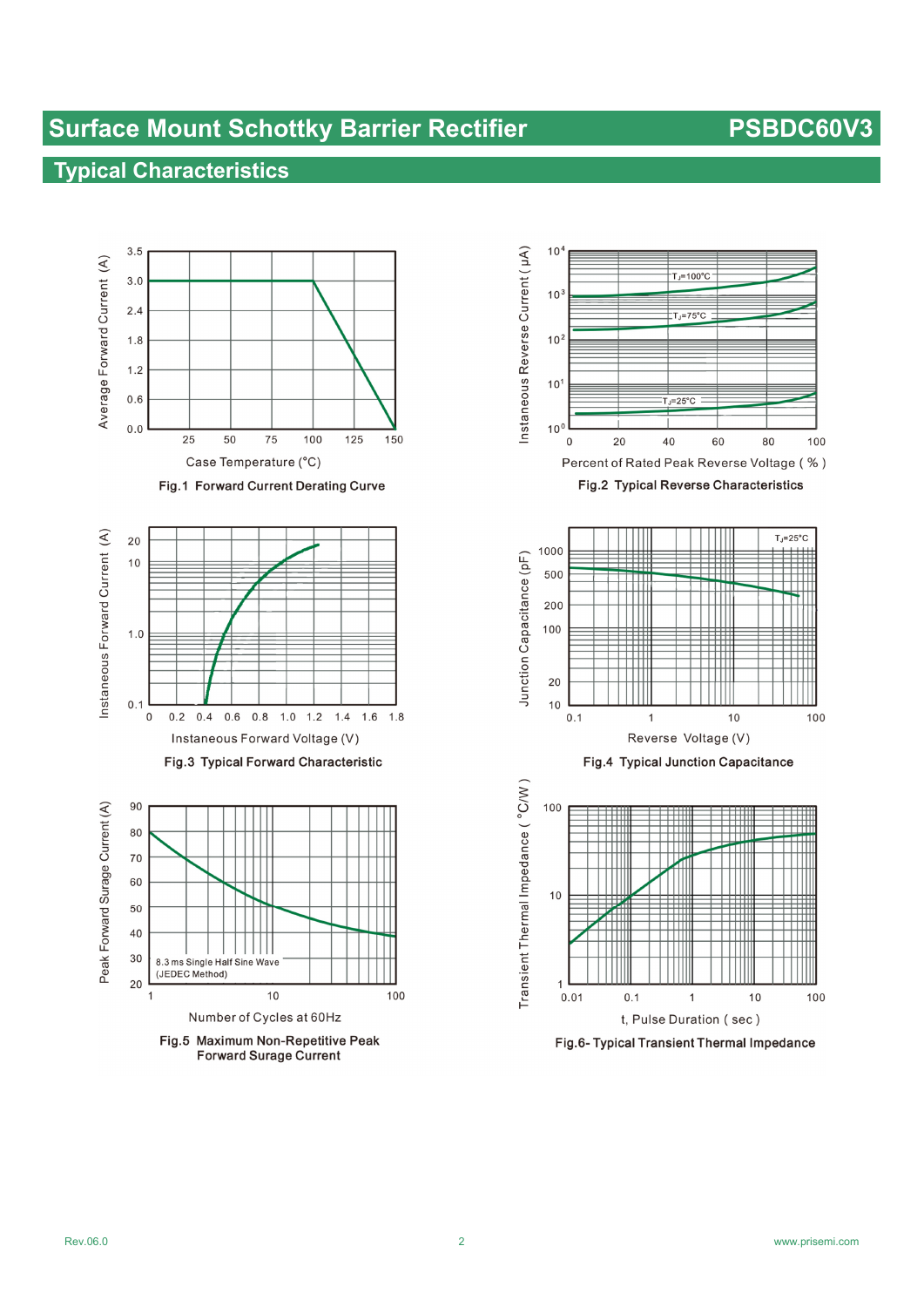# Surface Mount Schottky Barrier Rectifier — PSBDC60V3

## Typical Characteristics

Average Forward Current (A)

Case Temperature (°C)

Fig.1 Forward Current Derating Curve

Instaneous Reverse Current ( μA)

$T_J$=100°C

$T_J$=75°C

$T_J$=25°C

Percent of Rated Peak Reverse Voltage ( % )

Fig.2 Typical Reverse Characteristics

Instaneous Forward Current (A)

Instaneous Forward Voltage (V)

Fig.3 Typical Forward Characteristic

Junction Capacitance (pF)

$T_J$=25°C

Reverse Voltage (V)

Fig.4 Typical Junction Capacitance

Peak Forward Surge Current (A)

8.3 ms Single Half Sine Wave (JEDEC Method)

Number of Cycles at 60Hz

Fig.5 Maximum Non-Repetitive Peak Forward Surge Current

Transient Thermal Impedance ( °C/W )

t, Pulse Duration ( sec )

Fig.6- Typical Transient Thermal Impedance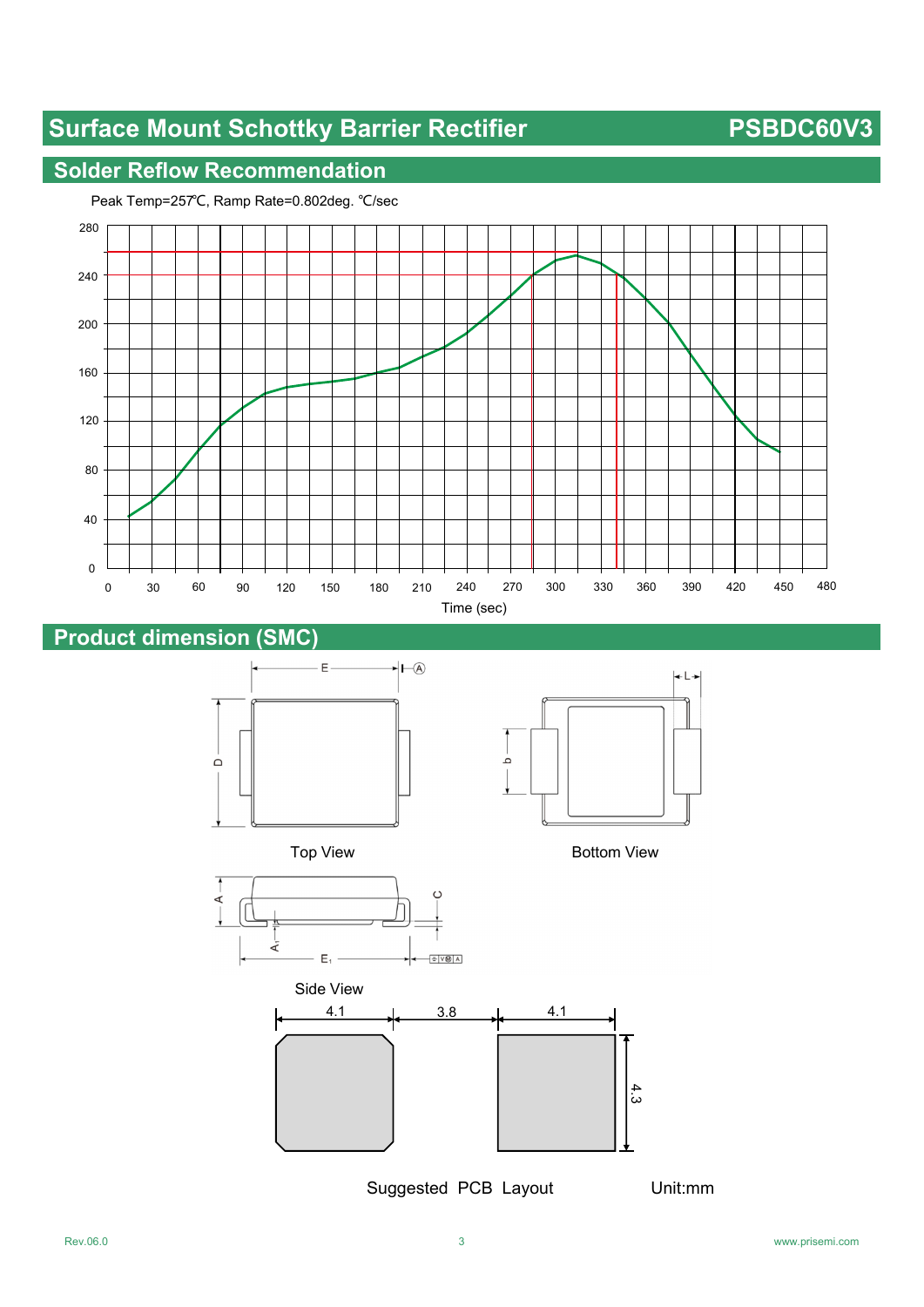# Surface Mount Schottky Barrier Rectifier PSBDC60V3

## Solder Reflow Recommendation

Peak Temp=257℃, Ramp Rate=0.802deg. ℃/sec

Time (sec)

## Product dimension (SMC)

Top View

Bottom View

Side View

Suggested PCB Layout

Unit:mm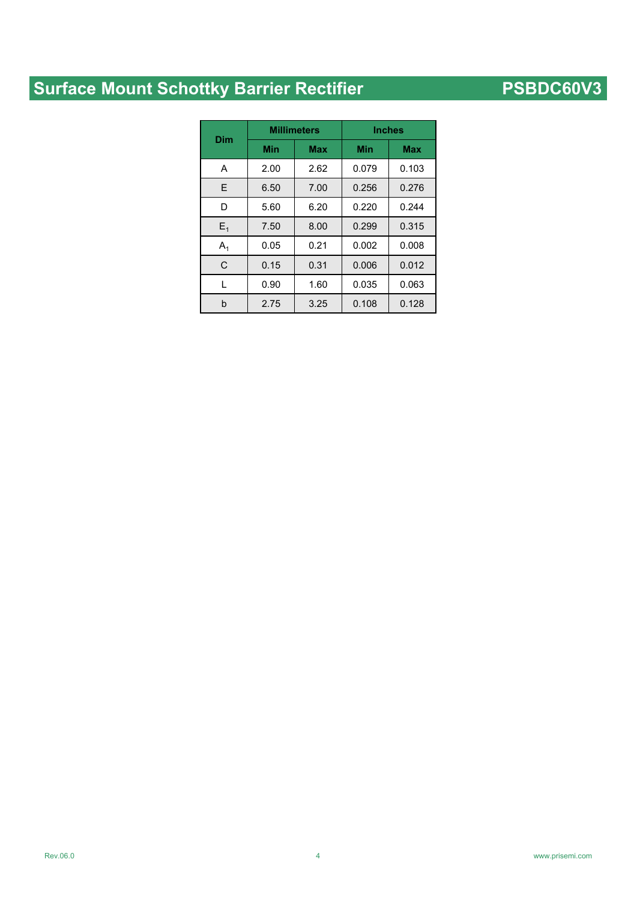| Dim | Millimeters | | Inches | |
|---|---|---|---|---|
| | Min | Max | Min | Max |
| A | 2.00 | 2.62 | 0.079 | 0.103 |
| E | 6.50 | 7.00 | 0.256 | 0.276 |
| D | 5.60 | 6.20 | 0.220 | 0.244 |
| $E_1$ | 7.50 | 8.00 | 0.299 | 0.315 |
| $A_1$ | 0.05 | 0.21 | 0.002 | 0.008 |
| C | 0.15 | 0.31 | 0.006 | 0.012 |
| L | 0.90 | 1.60 | 0.035 | 0.063 |
| b | 2.75 | 3.25 | 0.108 | 0.128 |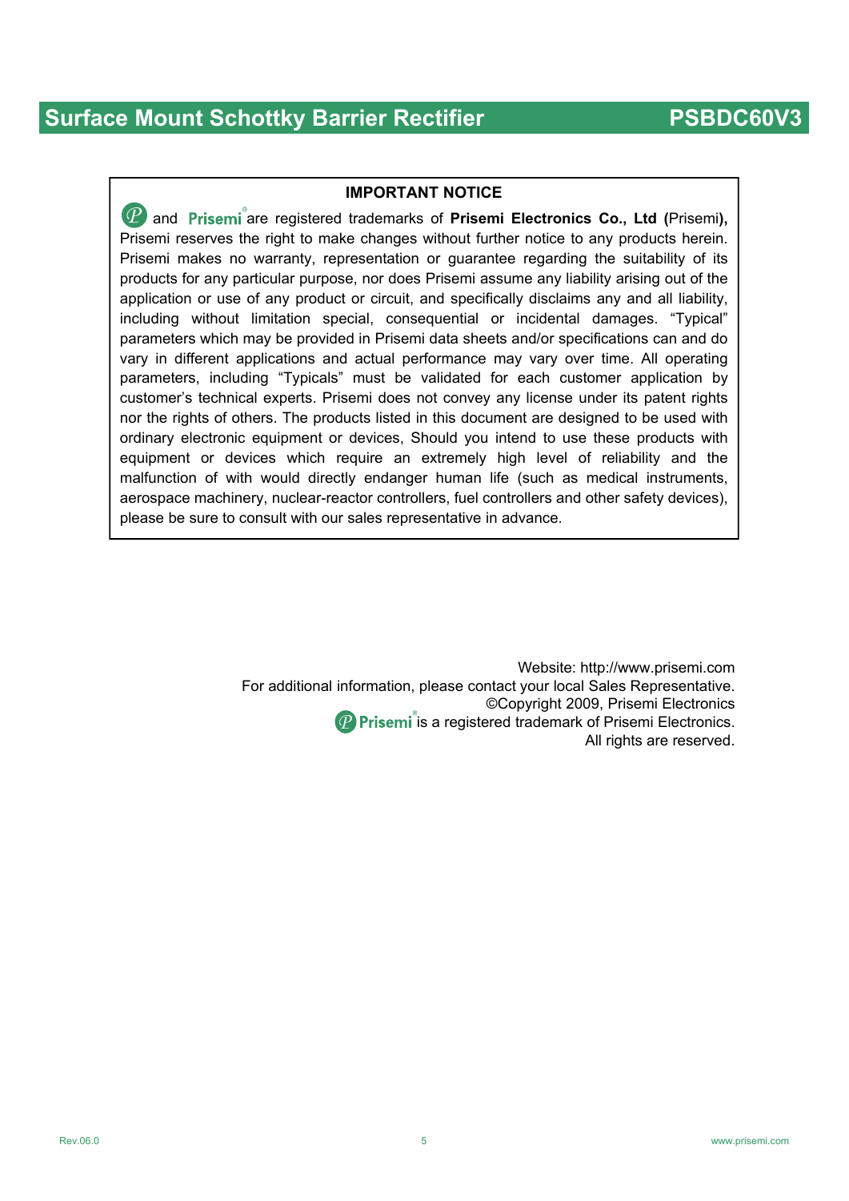## IMPORTANT NOTICE

and Prisemi® are registered trademarks of **Prisemi Electronics Co., Ltd (**Prisemi**),** Prisemi reserves the right to make changes without further notice to any products herein. Prisemi makes no warranty, representation or guarantee regarding the suitability of its products for any particular purpose, nor does Prisemi assume any liability arising out of the application or use of any product or circuit, and specifically disclaims any and all liability, including without limitation special, consequential or incidental damages. "Typical" parameters which may be provided in Prisemi data sheets and/or specifications can and do vary in different applications and actual performance may vary over time. All operating parameters, including "Typicals" must be validated for each customer application by customer's technical experts. Prisemi does not convey any license under its patent rights nor the rights of others. The products listed in this document are designed to be used with ordinary electronic equipment or devices, Should you intend to use these products with equipment or devices which require an extremely high level of reliability and the malfunction of with would directly endanger human life (such as medical instruments, aerospace machinery, nuclear-reactor controllers, fuel controllers and other safety devices), please be sure to consult with our sales representative in advance.

Website: http://www.prisemi.com
For additional information, please contact your local Sales Representative.
©Copyright 2009, Prisemi Electronics
Prisemi® is a registered trademark of Prisemi Electronics.
All rights are reserved.